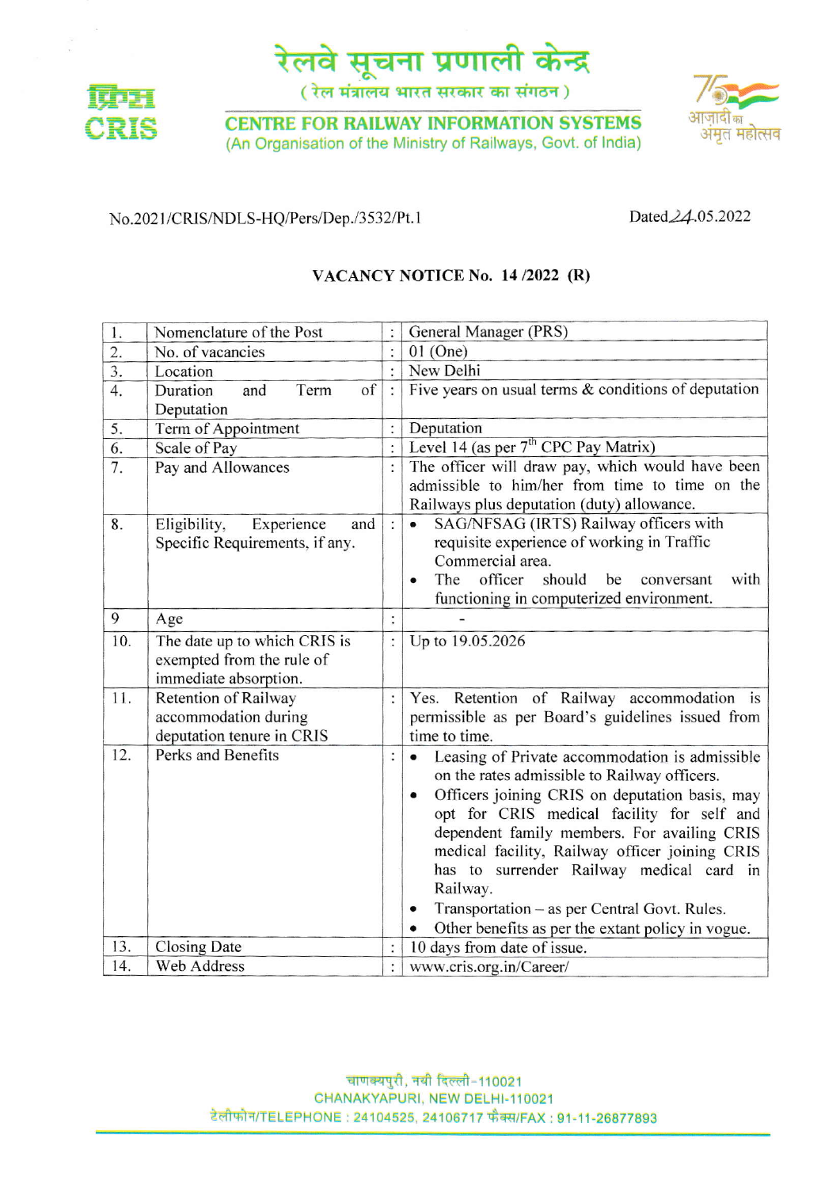# रेलवे सूचना प्रणाली केन्द्र

(रेल मंत्रालय भारत सरकार का संगठन)

## CENTRE FOR RAILWAY INFORMATION SYSTEMS

(An Organisation of the Ministry of Railways, Govt. of India)

No.2021/CRIS/NDLS-HQ/Pers/Dep./3532/Pt.1

Dated 24.05.2022

### VACANCY NOTICE No. 14 /2022 (R)

| | | | |
|---|---|---|---|
| 1. | Nomenclature of the Post | : | General Manager (PRS) |
| 2. | No. of vacancies | : | 01 (One) |
| 3. | Location | : | New Delhi |
| 4. | Duration and Term of Deputation | : | Five years on usual terms & conditions of deputation |
| 5. | Term of Appointment | : | Deputation |
| 6. | Scale of Pay | : | Level 14 (as per 7th CPC Pay Matrix) |
| 7. | Pay and Allowances | : | The officer will draw pay, which would have been admissible to him/her from time to time on the Railways plus deputation (duty) allowance. |
| 8. | Eligibility, Experience and Specific Requirements, if any. | : | • SAG/NFSAG (IRTS) Railway officers with requisite experience of working in Traffic Commercial area.<br>• The officer should be conversant with functioning in computerized environment. |
| 9 | Age | : | - |
| 10. | The date up to which CRIS is exempted from the rule of immediate absorption. | : | Up to 19.05.2026 |
| 11. | Retention of Railway accommodation during deputation tenure in CRIS | : | Yes. Retention of Railway accommodation is permissible as per Board's guidelines issued from time to time. |
| 12. | Perks and Benefits | : | • Leasing of Private accommodation is admissible on the rates admissible to Railway officers.<br>• Officers joining CRIS on deputation basis, may opt for CRIS medical facility for self and dependent family members. For availing CRIS medical facility, Railway officer joining CRIS has to surrender Railway medical card in Railway.<br>• Transportation – as per Central Govt. Rules.<br>• Other benefits as per the extant policy in vogue. |
| 13. | Closing Date | : | 10 days from date of issue. |
| 14. | Web Address | : | www.cris.org.in/Career/ |

चाणक्यपुरी, नयी दिल्ली-110021
CHANAKYAPURI, NEW DELHI-110021
टेलीफोन/TELEPHONE : 24104525, 24106717 फैक्स/FAX : 91-11-26877893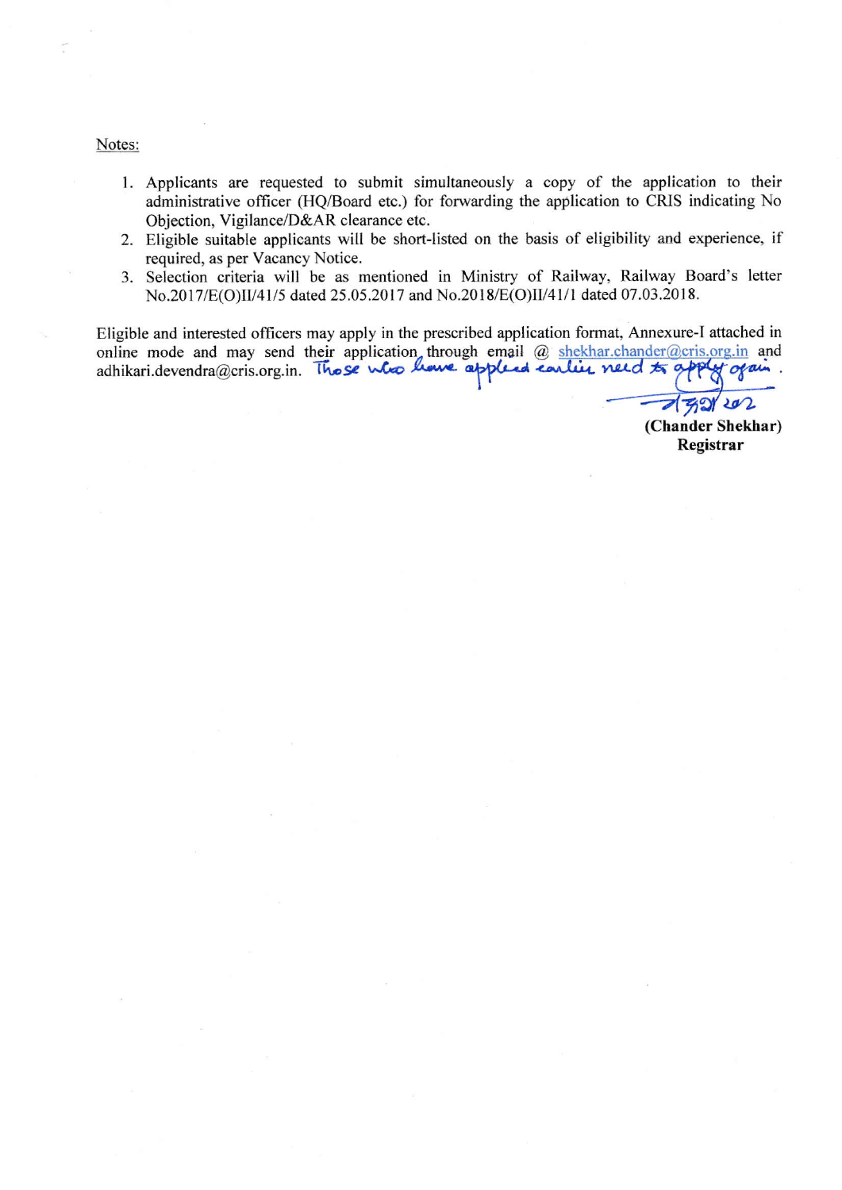Notes:

1. Applicants are requested to submit simultaneously a copy of the application to their administrative officer (HQ/Board etc.) for forwarding the application to CRIS indicating No Objection, Vigilance/D&AR clearance etc.
2. Eligible suitable applicants will be short-listed on the basis of eligibility and experience, if required, as per Vacancy Notice.
3. Selection criteria will be as mentioned in Ministry of Railway, Railway Board's letter No.2017/E(O)II/41/5 dated 25.05.2017 and No.2018/E(O)II/41/1 dated 07.03.2018.

Eligible and interested officers may apply in the prescribed application format, Annexure-I attached in online mode and may send their application through email @ shekhar.chander@cris.org.in and adhikari.devendra@cris.org.in. Those who have applied earlier need to apply again.

(Chander Shekhar)
**Registrar**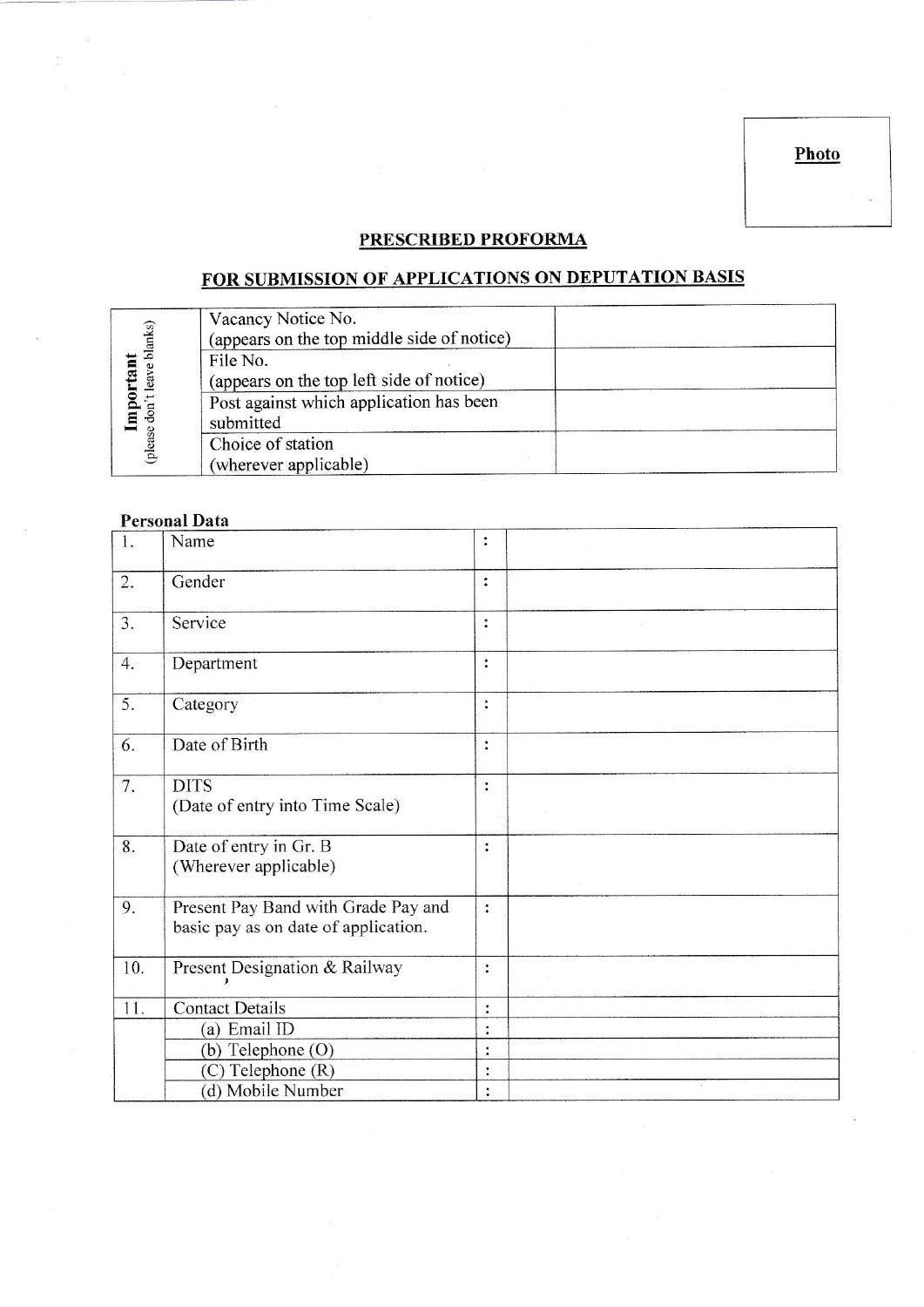Photo

## PRESCRIBED PROFORMA

## FOR SUBMISSION OF APPLICATIONS ON DEPUTATION BASIS

| **Important** (please don't leave blanks) | | |
|---|---|---|
| | Vacancy Notice No. (appears on the top middle side of notice) | |
| | File No. (appears on the top left side of notice) | |
| | Post against which application has been submitted | |
| | Choice of station (wherever applicable) | |

**Personal Data**

| | | | |
|---|---|---|---|
| 1. | Name | : | |
| 2. | Gender | : | |
| 3. | Service | : | |
| 4. | Department | : | |
| 5. | Category | : | |
| 6. | Date of Birth | : | |
| 7. | DITS (Date of entry into Time Scale) | : | |
| 8. | Date of entry in Gr. B (Wherever applicable) | : | |
| 9. | Present Pay Band with Grade Pay and basic pay as on date of application. | : | |
| 10. | Present Designation & Railway | : | |
| 11. | Contact Details | : | |
| | (a) Email ID | : | |
| | (b) Telephone (O) | : | |
| | (C) Telephone (R) | : | |
| | (d) Mobile Number | : | |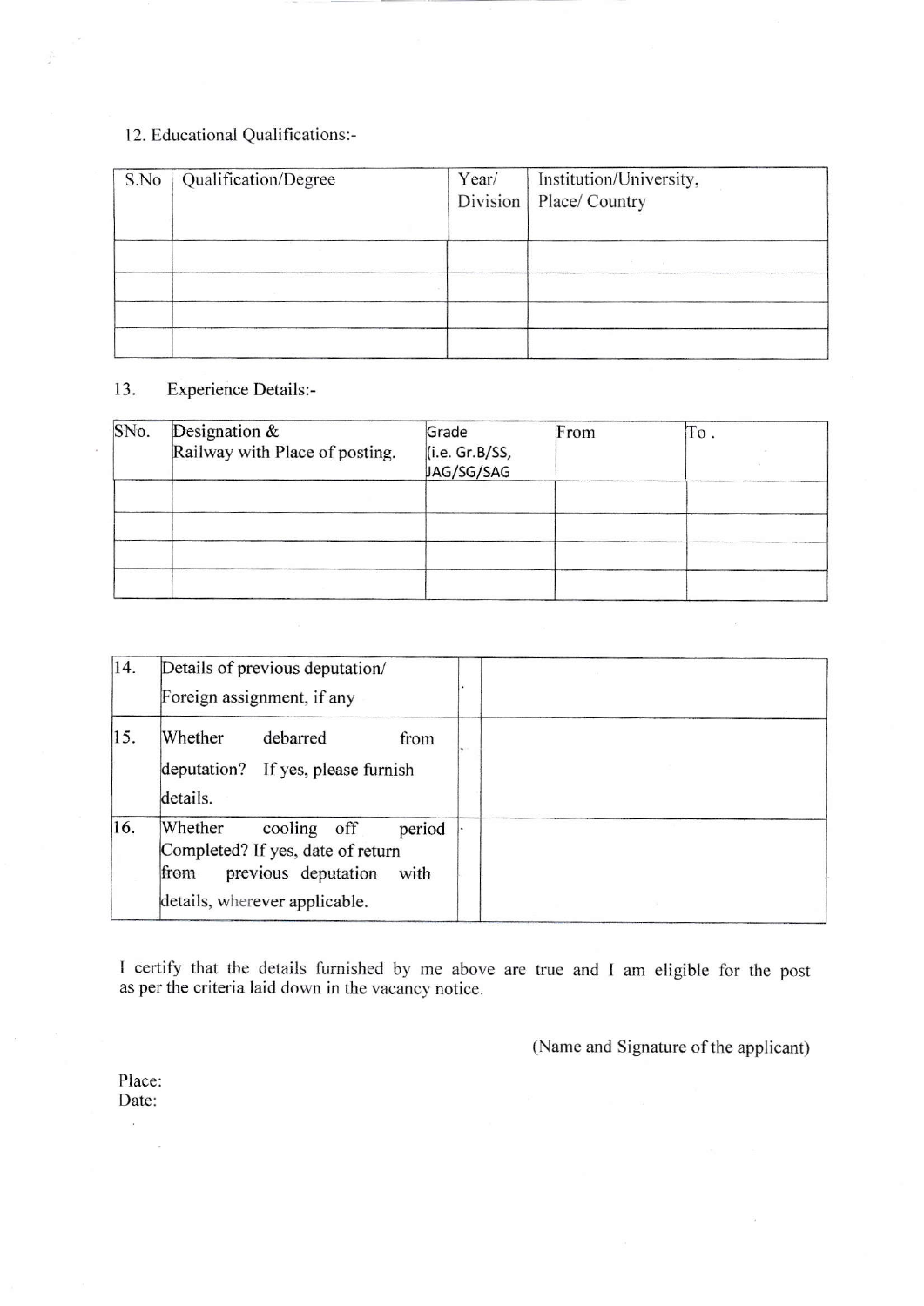12. Educational Qualifications:-

| S.No | Qualification/Degree | Year/ Division | Institution/University, Place/ Country |
|---|---|---|---|
| | | | |
| | | | |
| | | | |
| | | | |

13. Experience Details:-

| SNo. | Designation & Railway with Place of posting. | Grade (i.e. Gr.B/SS, JAG/SG/SAG | From | To . |
|---|---|---|---|---|
| | | | | |
| | | | | |
| | | | | |
| | | | | |

| | | | |
|---|---|---|---|
| 14. | Details of previous deputation/ Foreign assignment, if any | . | |
| 15. | Whether debarred from deputation? If yes, please furnish details. | . | |
| 16. | Whether cooling off period Completed? If yes, date of return from previous deputation with details, wherever applicable. | . | |

I certify that the details furnished by me above are true and I am eligible for the post as per the criteria laid down in the vacancy notice.

(Name and Signature of the applicant)

Place:
Date: